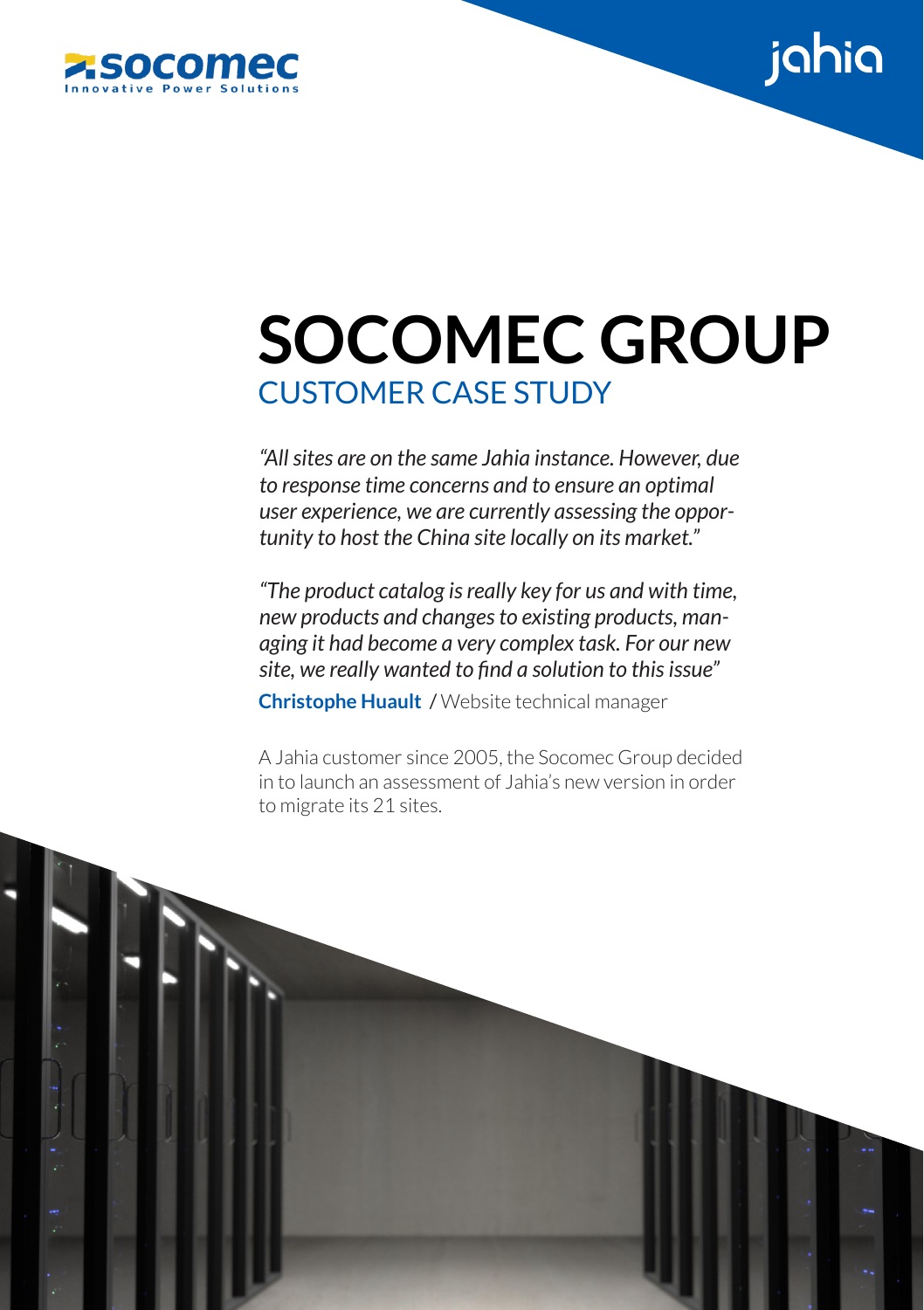# SOCOMEC GROUP

## CUSTOMER CASE STUDY

*"All sites are on the same Jahia instance. However, due to response time concerns and to ensure an optimal user experience, we are currently assessing the opportunity to host the China site locally on its market."*

*"The product catalog is really key for us and with time, new products and changes to existing products, managing it had become a very complex task. For our new site, we really wanted to find a solution to this issue"*

**Christophe Huault** / Website technical manager

A Jahia customer since 2005, the Socomec Group decided in to launch an assessment of Jahia's new version in order to migrate its 21 sites.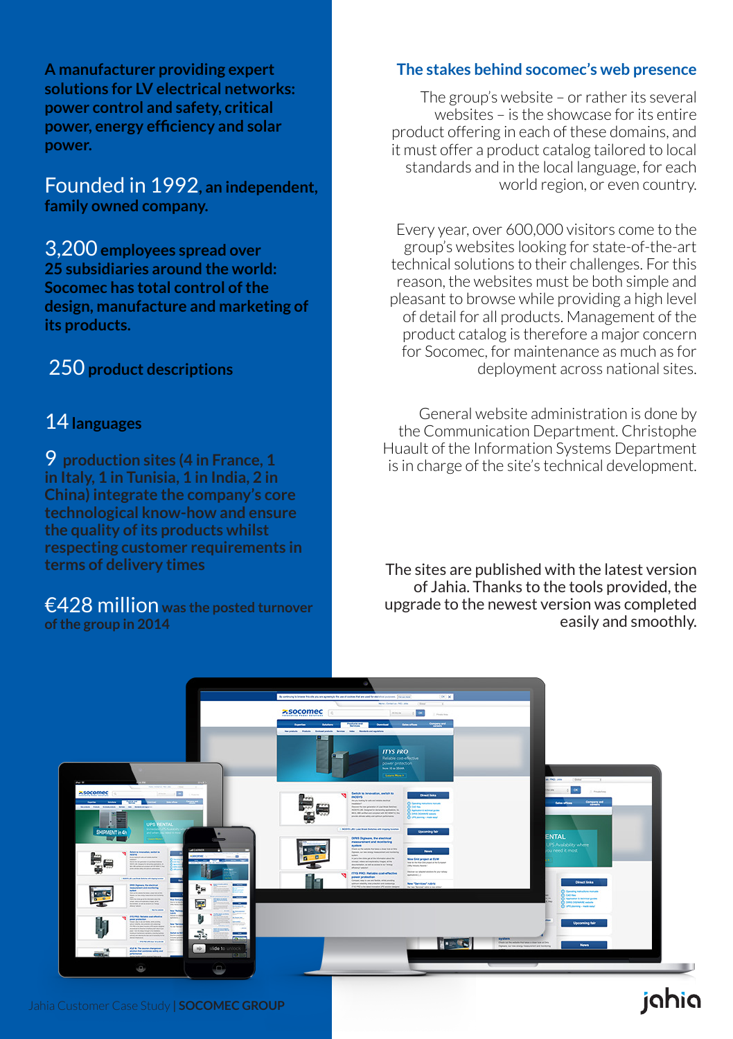**A manufacturer providing expert solutions for LV electrical networks: power control and safety, critical power, energy efficiency and solar power.**

Founded in 1992**, an independent, family owned company.**

3,200 **employees spread over 25 subsidiaries around the world: Socomec has total control of the design, manufacture and marketing of its products.**

250 **product descriptions**

14 **languages**

9 **production sites (4 in France, 1 in Italy, 1 in Tunisia, 1 in India, 2 in China) integrate the company's core technological know-how and ensure the quality of its products whilst respecting customer requirements in terms of delivery times**

€428 million **was the posted turnover of the group in 2014**

## The stakes behind socomec's web presence

The group's website – or rather its several websites – is the showcase for its entire product offering in each of these domains, and it must offer a product catalog tailored to local standards and in the local language, for each world region, or even country.

Every year, over 600,000 visitors come to the group's websites looking for state-of-the-art technical solutions to their challenges. For this reason, the websites must be both simple and pleasant to browse while providing a high level of detail for all products. Management of the product catalog is therefore a major concern for Socomec, for maintenance as much as for deployment across national sites.

General website administration is done by the Communication Department. Christophe Huault of the Information Systems Department is in charge of the site's technical development.

The sites are published with the latest version of Jahia. Thanks to the tools provided, the upgrade to the newest version was completed easily and smoothly.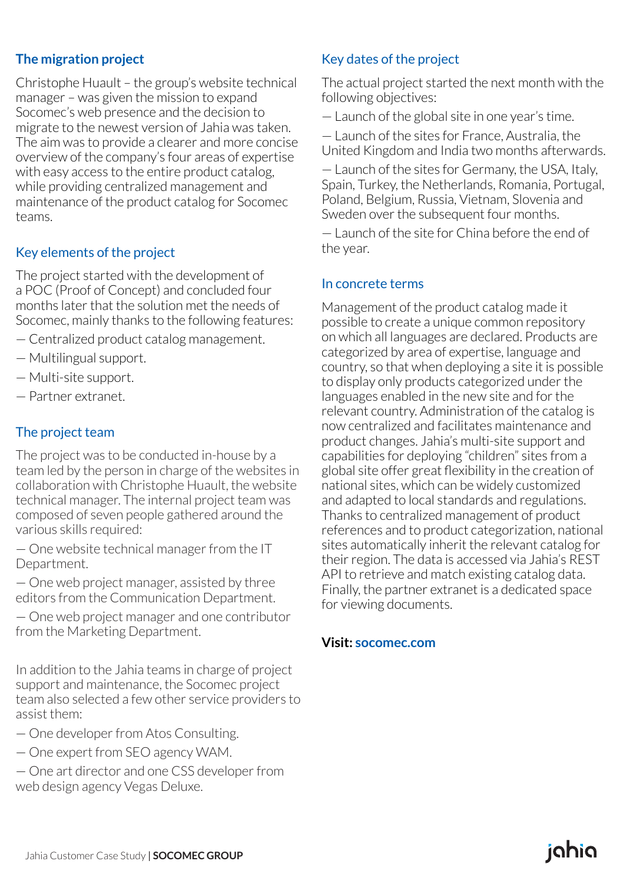## The migration project

Christophe Huault – the group's website technical manager – was given the mission to expand Socomec's web presence and the decision to migrate to the newest version of Jahia was taken. The aim was to provide a clearer and more concise overview of the company's four areas of expertise with easy access to the entire product catalog, while providing centralized management and maintenance of the product catalog for Socomec teams.

### Key elements of the project

The project started with the development of a POC (Proof of Concept) and concluded four months later that the solution met the needs of Socomec, mainly thanks to the following features:

— Centralized product catalog management.

— Multilingual support.

— Multi-site support.

— Partner extranet.

### The project team

The project was to be conducted in-house by a team led by the person in charge of the websites in collaboration with Christophe Huault, the website technical manager. The internal project team was composed of seven people gathered around the various skills required:

— One website technical manager from the IT Department.

— One web project manager, assisted by three editors from the Communication Department.

— One web project manager and one contributor from the Marketing Department.

In addition to the Jahia teams in charge of project support and maintenance, the Socomec project team also selected a few other service providers to assist them:

— One developer from Atos Consulting.

— One expert from SEO agency WAM.

— One art director and one CSS developer from web design agency Vegas Deluxe.

### Key dates of the project

The actual project started the next month with the following objectives:

— Launch of the global site in one year's time.

— Launch of the sites for France, Australia, the United Kingdom and India two months afterwards.

— Launch of the sites for Germany, the USA, Italy, Spain, Turkey, the Netherlands, Romania, Portugal, Poland, Belgium, Russia, Vietnam, Slovenia and Sweden over the subsequent four months.

— Launch of the site for China before the end of the year.

### In concrete terms

Management of the product catalog made it possible to create a unique common repository on which all languages are declared. Products are categorized by area of expertise, language and country, so that when deploying a site it is possible to display only products categorized under the languages enabled in the new site and for the relevant country. Administration of the catalog is now centralized and facilitates maintenance and product changes. Jahia's multi-site support and capabilities for deploying "children" sites from a global site offer great flexibility in the creation of national sites, which can be widely customized and adapted to local standards and regulations. Thanks to centralized management of product references and to product categorization, national sites automatically inherit the relevant catalog for their region. The data is accessed via Jahia's REST API to retrieve and match existing catalog data. Finally, the partner extranet is a dedicated space for viewing documents.

**Visit: socomec.com**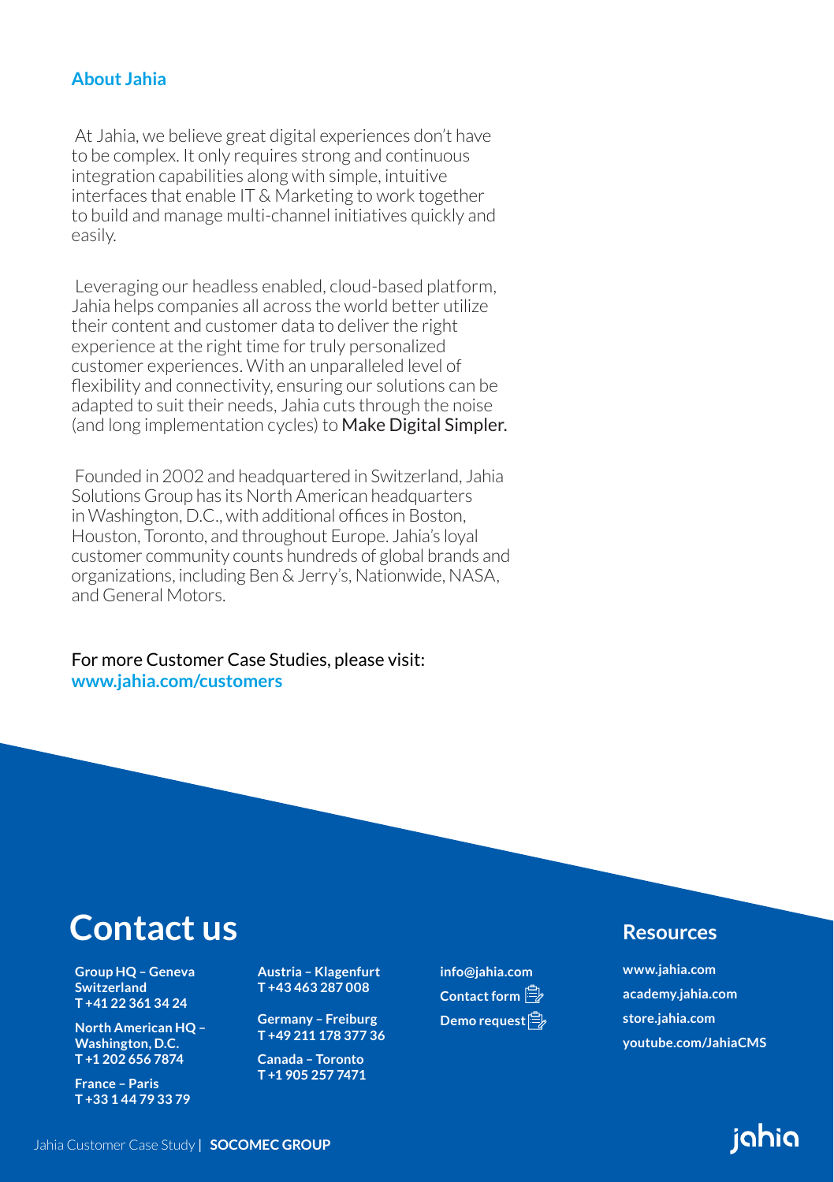## About Jahia

At Jahia, we believe great digital experiences don't have to be complex. It only requires strong and continuous integration capabilities along with simple, intuitive interfaces that enable IT & Marketing to work together to build and manage multi-channel initiatives quickly and easily.

Leveraging our headless enabled, cloud-based platform, Jahia helps companies all across the world better utilize their content and customer data to deliver the right experience at the right time for truly personalized customer experiences. With an unparalleled level of flexibility and connectivity, ensuring our solutions can be adapted to suit their needs, Jahia cuts through the noise (and long implementation cycles) to Make Digital Simpler.

Founded in 2002 and headquartered in Switzerland, Jahia Solutions Group has its North American headquarters in Washington, D.C., with additional offices in Boston, Houston, Toronto, and throughout Europe. Jahia's loyal customer community counts hundreds of global brands and organizations, including Ben & Jerry's, Nationwide, NASA, and General Motors.

For more Customer Case Studies, please visit:
**www.jahia.com/customers**

# Contact us

**Group HQ – Geneva Switzerland**
**T +41 22 361 34 24**

**North American HQ – Washington, D.C.**
**T +1 202 656 7874**

**France – Paris**
**T +33 1 44 79 33 79**

**Austria – Klagenfurt**
**T +43 463 287 008**

**Germany – Freiburg**
**T +49 211 178 377 36**

**Canada – Toronto**
**T +1 905 257 7471**

**info@jahia.com**

**Contact form**

**Demo request**

## Resources

**www.jahia.com**

**academy.jahia.com**

**store.jahia.com**

**youtube.com/JahiaCMS**